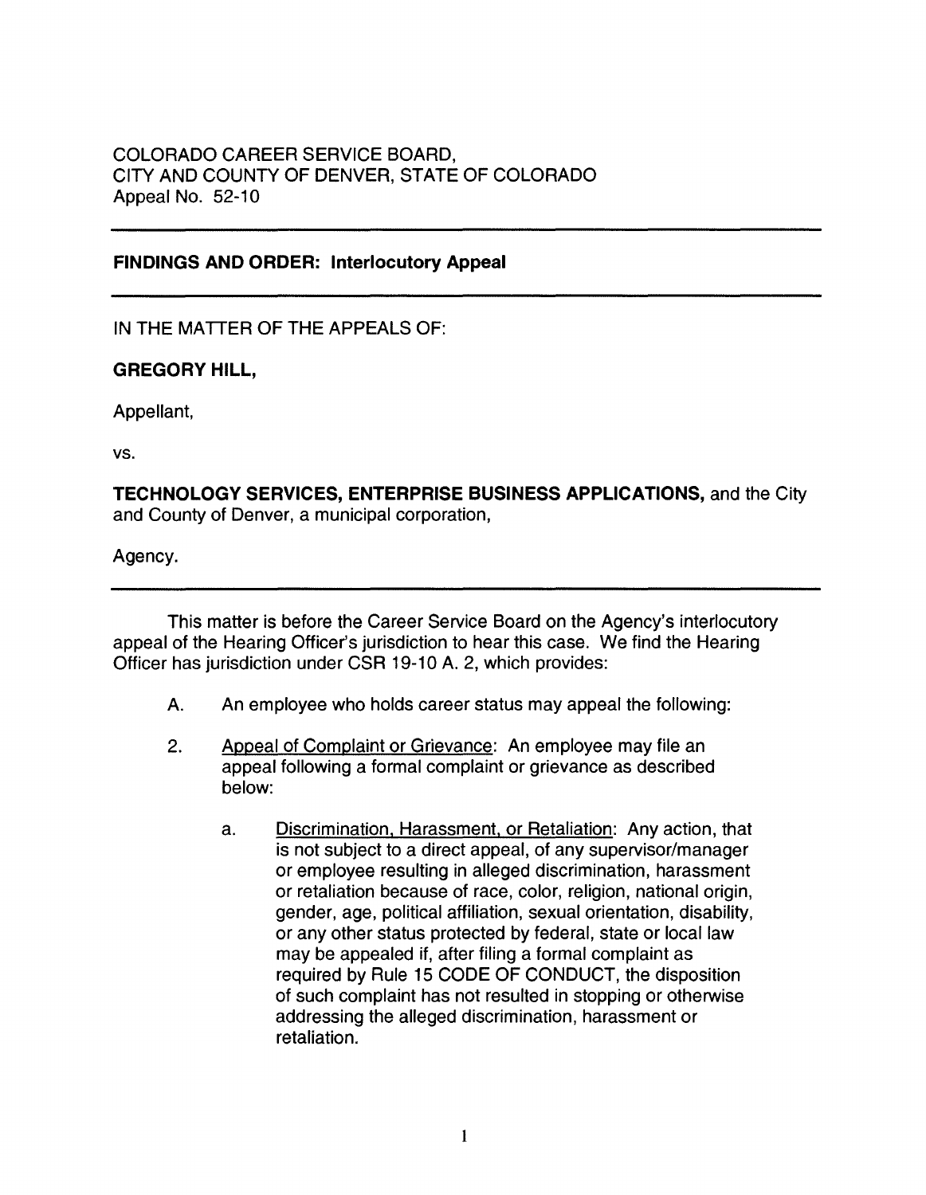COLORADO CAREER SERVICE BOARD,
CITY AND COUNTY OF DENVER, STATE OF COLORADO
Appeal No. 52-10

---

**FINDINGS AND ORDER: Interlocutory Appeal**

---

IN THE MATTER OF THE APPEALS OF:

**GREGORY HILL,**

Appellant,

vs.

**TECHNOLOGY SERVICES, ENTERPRISE BUSINESS APPLICATIONS,** and the City and County of Denver, a municipal corporation,

Agency.

---

This matter is before the Career Service Board on the Agency's interlocutory appeal of the Hearing Officer's jurisdiction to hear this case. We find the Hearing Officer has jurisdiction under CSR 19-10 A. 2, which provides:

> A. An employee who holds career status may appeal the following:
>
> 2. Appeal of Complaint or Grievance: An employee may file an appeal following a formal complaint or grievance as described below:
>
>    a. Discrimination, Harassment, or Retaliation: Any action, that is not subject to a direct appeal, of any supervisor/manager or employee resulting in alleged discrimination, harassment or retaliation because of race, color, religion, national origin, gender, age, political affiliation, sexual orientation, disability, or any other status protected by federal, state or local law may be appealed if, after filing a formal complaint as required by Rule 15 CODE OF CONDUCT, the disposition of such complaint has not resulted in stopping or otherwise addressing the alleged discrimination, harassment or retaliation.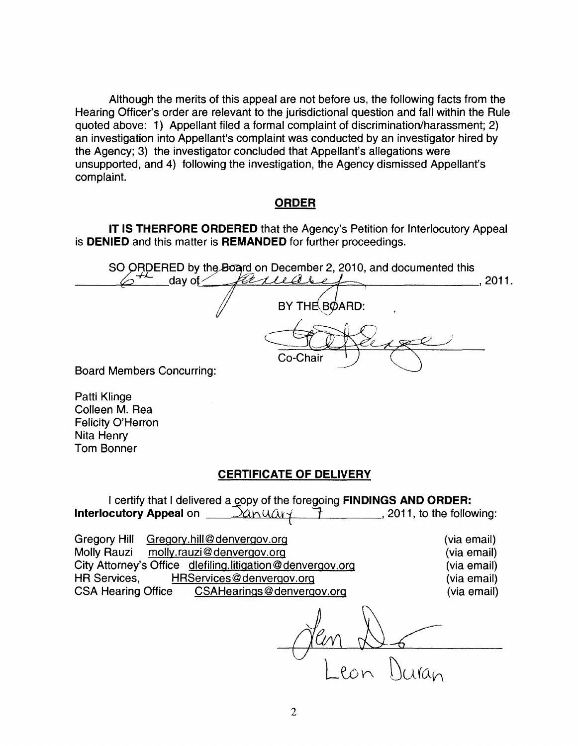Although the merits of this appeal are not before us, the following facts from the Hearing Officer's order are relevant to the jurisdictional question and fall within the Rule quoted above: 1) Appellant filed a formal complaint of discrimination/harassment; 2) an investigation into Appellant's complaint was conducted by an investigator hired by the Agency; 3) the investigator concluded that Appellant's allegations were unsupported, and 4) following the investigation, the Agency dismissed Appellant's complaint.

## ORDER

**IT IS THERFORE ORDERED** that the Agency's Petition for Interlocutory Appeal is **DENIED** and this matter is **REMANDED** for further proceedings.

SO ORDERED by the Board on December 2, 2010, and documented this 6th day of January, 2011.

BY THE BOARD:

Co-Chair

Board Members Concurring:

Patti Klinge
Colleen M. Rea
Felicity O'Herron
Nita Henry
Tom Bonner

## CERTIFICATE OF DELIVERY

I certify that I delivered a copy of the foregoing **FINDINGS AND ORDER: Interlocutory Appeal** on January 7, 2011, to the following:

| | | |
|---|---|---|
| Gregory Hill | Gregory.hill@denvergov.org | (via email) |
| Molly Rauzi | molly.rauzi@denvergov.org | (via email) |
| City Attorney's Office | dlefiling.litigation@denvergov.org | (via email) |
| HR Services, | HRServices@denvergov.org | (via email) |
| CSA Hearing Office | CSAHearings@denvergov.org | (via email) |

Leon Duran